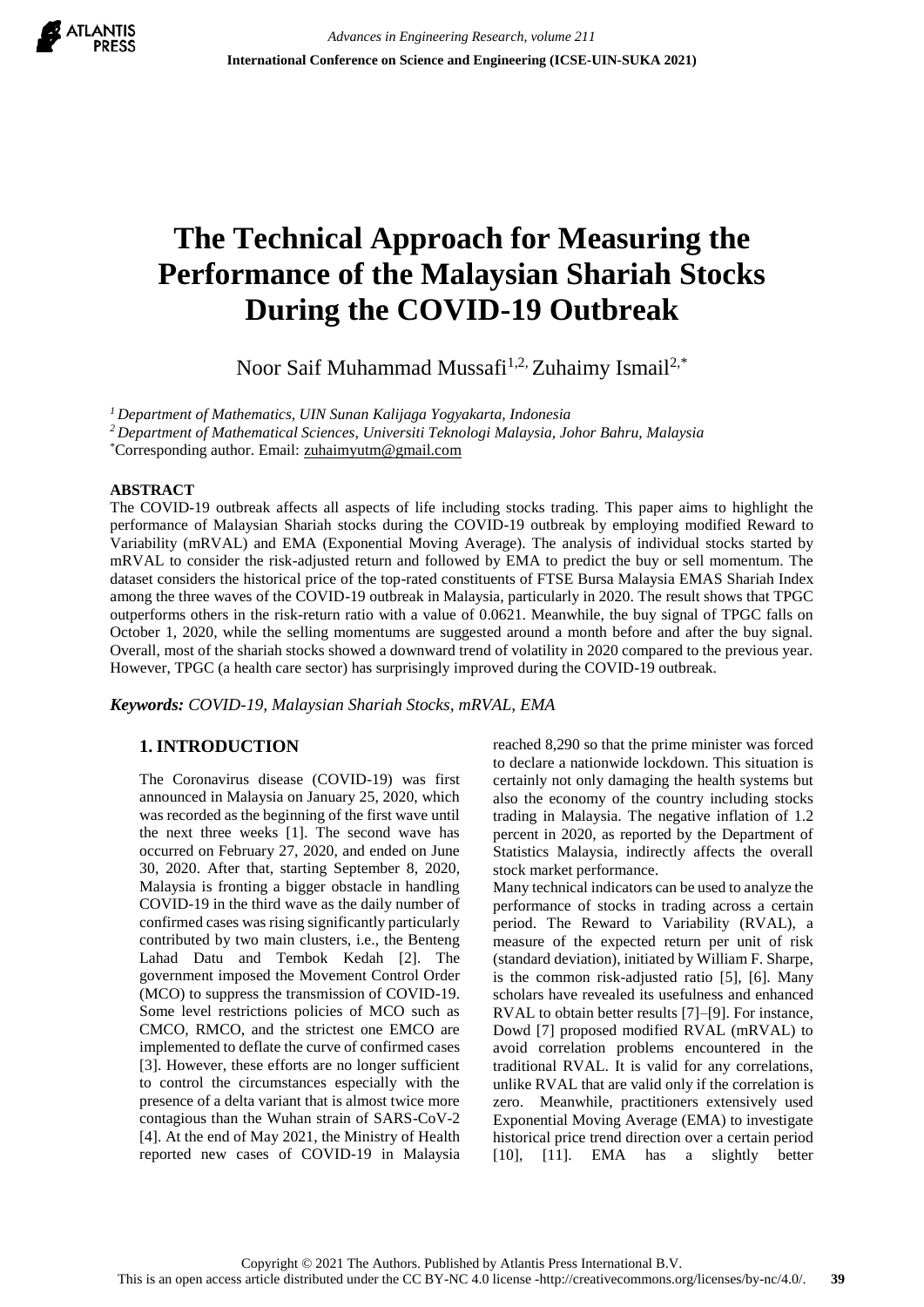# The Technical Approach for Measuring the Performance of the Malaysian Shariah Stocks During the COVID-19 Outbreak

Noor Saif Muhammad Mussafi[1,2], Zuhaimy Ismail[2,*]

*[1] Department of Mathematics, UIN Sunan Kalijaga Yogyakarta, Indonesia*
*[2] Department of Mathematical Sciences, Universiti Teknologi Malaysia, Johor Bahru, Malaysia*
[*]Corresponding author. Email: zuhaimyutm@gmail.com

## ABSTRACT

The COVID-19 outbreak affects all aspects of life including stocks trading. This paper aims to highlight the performance of Malaysian Shariah stocks during the COVID-19 outbreak by employing modified Reward to Variability (mRVAL) and EMA (Exponential Moving Average). The analysis of individual stocks started by mRVAL to consider the risk-adjusted return and followed by EMA to predict the buy or sell momentum. The dataset considers the historical price of the top-rated constituents of FTSE Bursa Malaysia EMAS Shariah Index among the three waves of the COVID-19 outbreak in Malaysia, particularly in 2020. The result shows that TPGC outperforms others in the risk-return ratio with a value of 0.0621. Meanwhile, the buy signal of TPGC falls on October 1, 2020, while the selling momentums are suggested around a month before and after the buy signal. Overall, most of the shariah stocks showed a downward trend of volatility in 2020 compared to the previous year. However, TPGC (a health care sector) has surprisingly improved during the COVID-19 outbreak.

***Keywords:** COVID-19, Malaysian Shariah Stocks, mRVAL, EMA*

## 1. INTRODUCTION

The Coronavirus disease (COVID-19) was first announced in Malaysia on January 25, 2020, which was recorded as the beginning of the first wave until the next three weeks [1]. The second wave has occurred on February 27, 2020, and ended on June 30, 2020. After that, starting September 8, 2020, Malaysia is fronting a bigger obstacle in handling COVID-19 in the third wave as the daily number of confirmed cases was rising significantly particularly contributed by two main clusters, i.e., the Benteng Lahad Datu and Tembok Kedah [2]. The government imposed the Movement Control Order (MCO) to suppress the transmission of COVID-19. Some level restrictions policies of MCO such as CMCO, RMCO, and the strictest one EMCO are implemented to deflate the curve of confirmed cases [3]. However, these efforts are no longer sufficient to control the circumstances especially with the presence of a delta variant that is almost twice more contagious than the Wuhan strain of SARS-CoV-2 [4]. At the end of May 2021, the Ministry of Health reported new cases of COVID-19 in Malaysia reached 8,290 so that the prime minister was forced to declare a nationwide lockdown. This situation is certainly not only damaging the health systems but also the economy of the country including stocks trading in Malaysia. The negative inflation of 1.2 percent in 2020, as reported by the Department of Statistics Malaysia, indirectly affects the overall stock market performance.

Many technical indicators can be used to analyze the performance of stocks in trading across a certain period. The Reward to Variability (RVAL), a measure of the expected return per unit of risk (standard deviation), initiated by William F. Sharpe, is the common risk-adjusted ratio [5], [6]. Many scholars have revealed its usefulness and enhanced RVAL to obtain better results [7]–[9]. For instance, Dowd [7] proposed modified RVAL (mRVAL) to avoid correlation problems encountered in the traditional RVAL. It is valid for any correlations, unlike RVAL that are valid only if the correlation is zero. Meanwhile, practitioners extensively used Exponential Moving Average (EMA) to investigate historical price trend direction over a certain period [10], [11]. EMA has a slightly better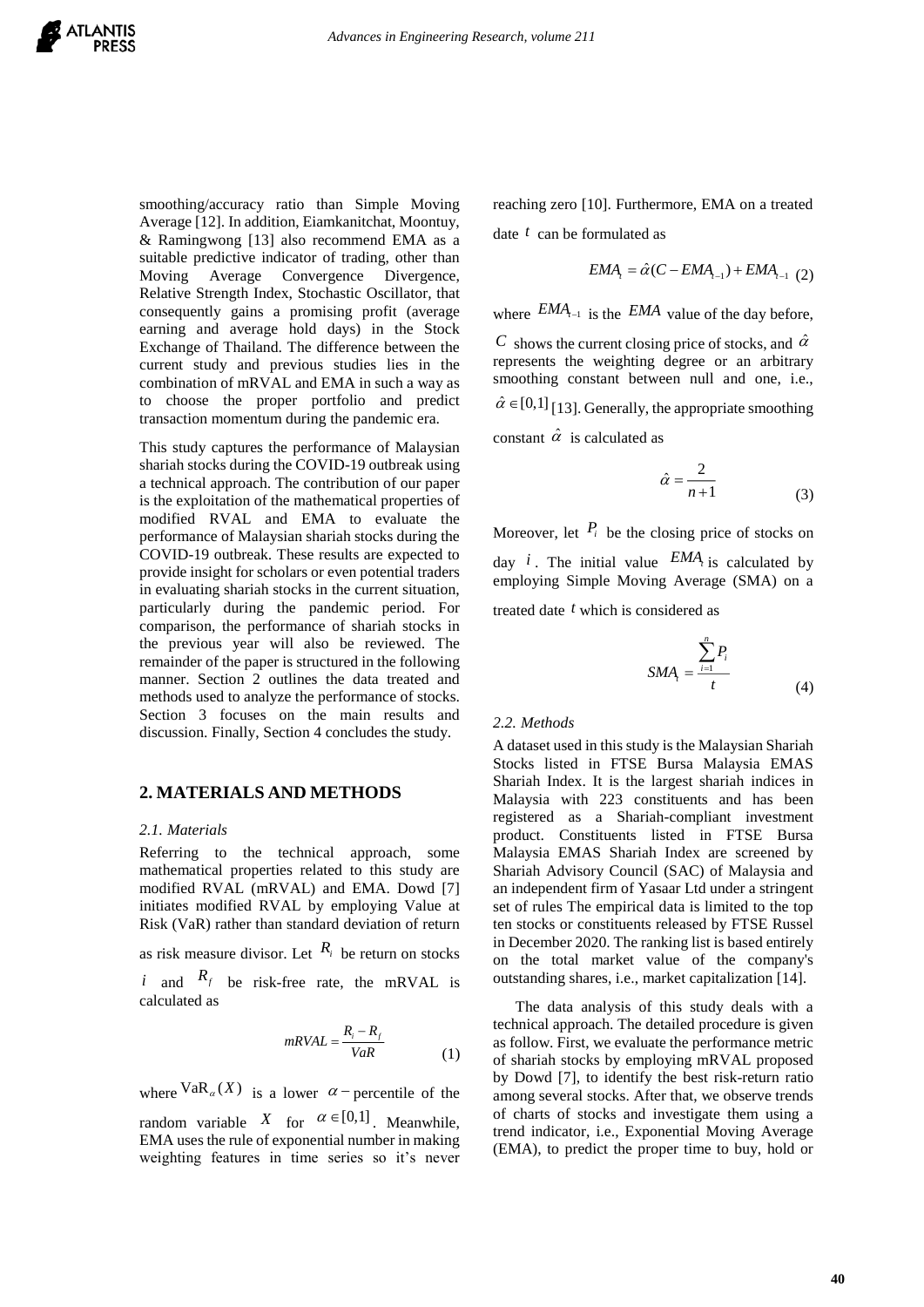smoothing/accuracy ratio than Simple Moving Average [12]. In addition, Eiamkanitchat, Moontuy, & Ramingwong [13] also recommend EMA as a suitable predictive indicator of trading, other than Moving Average Convergence Divergence, Relative Strength Index, Stochastic Oscillator, that consequently gains a promising profit (average earning and average hold days) in the Stock Exchange of Thailand. The difference between the current study and previous studies lies in the combination of mRVAL and EMA in such a way as to choose the proper portfolio and predict transaction momentum during the pandemic era.

This study captures the performance of Malaysian shariah stocks during the COVID-19 outbreak using a technical approach. The contribution of our paper is the exploitation of the mathematical properties of modified RVAL and EMA to evaluate the performance of Malaysian shariah stocks during the COVID-19 outbreak. These results are expected to provide insight for scholars or even potential traders in evaluating shariah stocks in the current situation, particularly during the pandemic period. For comparison, the performance of shariah stocks in the previous year will also be reviewed. The remainder of the paper is structured in the following manner. Section 2 outlines the data treated and methods used to analyze the performance of stocks. Section 3 focuses on the main results and discussion. Finally, Section 4 concludes the study.

## 2. MATERIALS AND METHODS

### *2.1. Materials*

Referring to the technical approach, some mathematical properties related to this study are modified RVAL (mRVAL) and EMA. Dowd [7] initiates modified RVAL by employing Value at Risk (VaR) rather than standard deviation of return as risk measure divisor. Let $R_i$ be return on stocks $i$ and $R_f$ be risk-free rate, the mRVAL is calculated as

$$mRVAL = \frac{R_i - R_f}{VaR} \qquad (1)$$

where $\text{VaR}_{\alpha}(X)$ is a lower $\alpha-$percentile of the random variable $X$ for $\alpha \in [0,1]$. Meanwhile, EMA uses the rule of exponential number in making weighting features in time series so it's never reaching zero [10]. Furthermore, EMA on a treated date $t$ can be formulated as

$$EMA_t = \hat{\alpha}(C - EMA_{t-1}) + EMA_{t-1} \qquad (2)$$

where $EMA_{t-1}$ is the $EMA$ value of the day before, $C$ shows the current closing price of stocks, and $\hat{\alpha}$ represents the weighting degree or an arbitrary smoothing constant between null and one, i.e., $\hat{\alpha} \in [0,1]$ [13]. Generally, the appropriate smoothing constant $\hat{\alpha}$ is calculated as

$$\hat{\alpha} = \frac{2}{n+1} \qquad (3)$$

Moreover, let $P_i$ be the closing price of stocks on day $i$. The initial value $EMA_t$ is calculated by employing Simple Moving Average (SMA) on a treated date $t$ which is considered as

$$SMA_t = \frac{\sum_{i=1}^{n} P_i}{t} \qquad (4)$$

### *2.2. Methods*

A dataset used in this study is the Malaysian Shariah Stocks listed in FTSE Bursa Malaysia EMAS Shariah Index. It is the largest shariah indices in Malaysia with 223 constituents and has been registered as a Shariah-compliant investment product. Constituents listed in FTSE Bursa Malaysia EMAS Shariah Index are screened by Shariah Advisory Council (SAC) of Malaysia and an independent firm of Yasaar Ltd under a stringent set of rules The empirical data is limited to the top ten stocks or constituents released by FTSE Russel in December 2020. The ranking list is based entirely on the total market value of the company's outstanding shares, i.e., market capitalization [14].

The data analysis of this study deals with a technical approach. The detailed procedure is given as follow. First, we evaluate the performance metric of shariah stocks by employing mRVAL proposed by Dowd [7], to identify the best risk-return ratio among several stocks. After that, we observe trends of charts of stocks and investigate them using a trend indicator, i.e., Exponential Moving Average (EMA), to predict the proper time to buy, hold or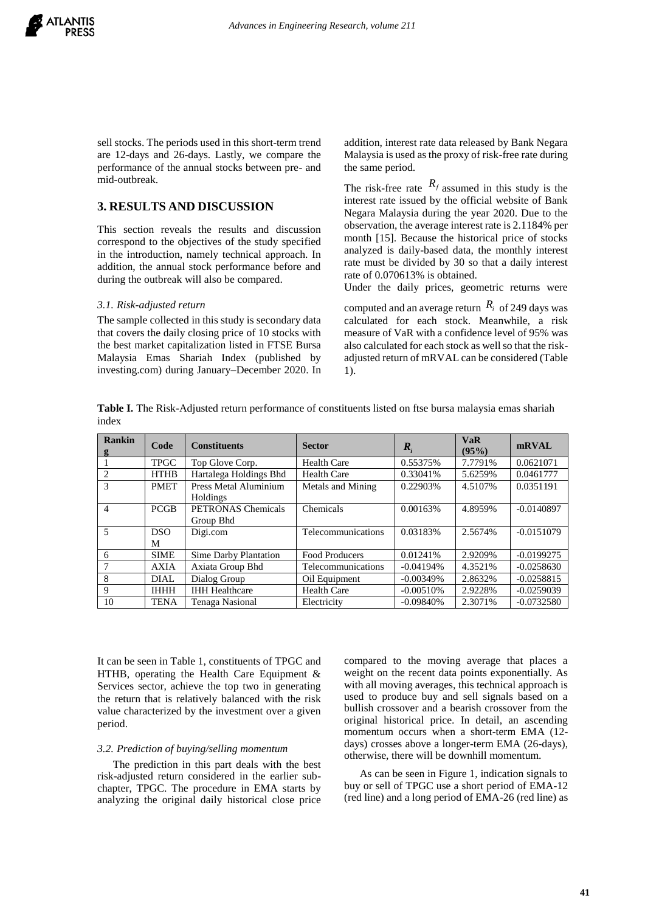sell stocks. The periods used in this short-term trend are 12-days and 26-days. Lastly, we compare the performance of the annual stocks between pre- and mid-outbreak.

## 3. RESULTS AND DISCUSSION

This section reveals the results and discussion correspond to the objectives of the study specified in the introduction, namely technical approach. In addition, the annual stock performance before and during the outbreak will also be compared.

### *3.1. Risk-adjusted return*

The sample collected in this study is secondary data that covers the daily closing price of 10 stocks with the best market capitalization listed in FTSE Bursa Malaysia Emas Shariah Index (published by investing.com) during January–December 2020. In addition, interest rate data released by Bank Negara Malaysia is used as the proxy of risk-free rate during the same period.

The risk-free rate $R_f$ assumed in this study is the interest rate issued by the official website of Bank Negara Malaysia during the year 2020. Due to the observation, the average interest rate is 2.1184% per month [15]. Because the historical price of stocks analyzed is daily-based data, the monthly interest rate must be divided by 30 so that a daily interest rate of 0.070613% is obtained.

Under the daily prices, geometric returns were computed and an average return $R_i$ of 249 days was calculated for each stock. Meanwhile, a risk measure of VaR with a confidence level of 95% was also calculated for each stock as well so that the risk-adjusted return of mRVAL can be considered (Table 1).

**Table I.** The Risk-Adjusted return performance of constituents listed on ftse bursa malaysia emas shariah index

| Ranking | Code | Constituents | Sector | $R_i$ | VaR (95%) | mRVAL |
|---|---|---|---|---|---|---|
| 1 | TPGC | Top Glove Corp. | Health Care | 0.55375% | 7.7791% | 0.0621071 |
| 2 | HTHB | Hartalega Holdings Bhd | Health Care | 0.33041% | 5.6259% | 0.0461777 |
| 3 | PMET | Press Metal Aluminium Holdings | Metals and Mining | 0.22903% | 4.5107% | 0.0351191 |
| 4 | PCGB | PETRONAS Chemicals Group Bhd | Chemicals | 0.00163% | 4.8959% | -0.0140897 |
| 5 | DSOM | Digi.com | Telecommunications | 0.03183% | 2.5674% | -0.0151079 |
| 6 | SIME | Sime Darby Plantation | Food Producers | 0.01241% | 2.9209% | -0.0199275 |
| 7 | AXIA | Axiata Group Bhd | Telecommunications | -0.04194% | 4.3521% | -0.0258630 |
| 8 | DIAL | Dialog Group | Oil Equipment | -0.00349% | 2.8632% | -0.0258815 |
| 9 | IHHH | IHH Healthcare | Health Care | -0.00510% | 2.9228% | -0.0259039 |
| 10 | TENA | Tenaga Nasional | Electricity | -0.09840% | 2.3071% | -0.0732580 |

It can be seen in Table 1, constituents of TPGC and HTHB, operating the Health Care Equipment & Services sector, achieve the top two in generating the return that is relatively balanced with the risk value characterized by the investment over a given period.

### *3.2. Prediction of buying/selling momentum*

The prediction in this part deals with the best risk-adjusted return considered in the earlier sub-chapter, TPGC. The procedure in EMA starts by analyzing the original daily historical close price compared to the moving average that places a weight on the recent data points exponentially. As with all moving averages, this technical approach is used to produce buy and sell signals based on a bullish crossover and a bearish crossover from the original historical price. In detail, an ascending momentum occurs when a short-term EMA (12-days) crosses above a longer-term EMA (26-days), otherwise, there will be downhill momentum.

As can be seen in Figure 1, indication signals to buy or sell of TPGC use a short period of EMA-12 (red line) and a long period of EMA-26 (red line) as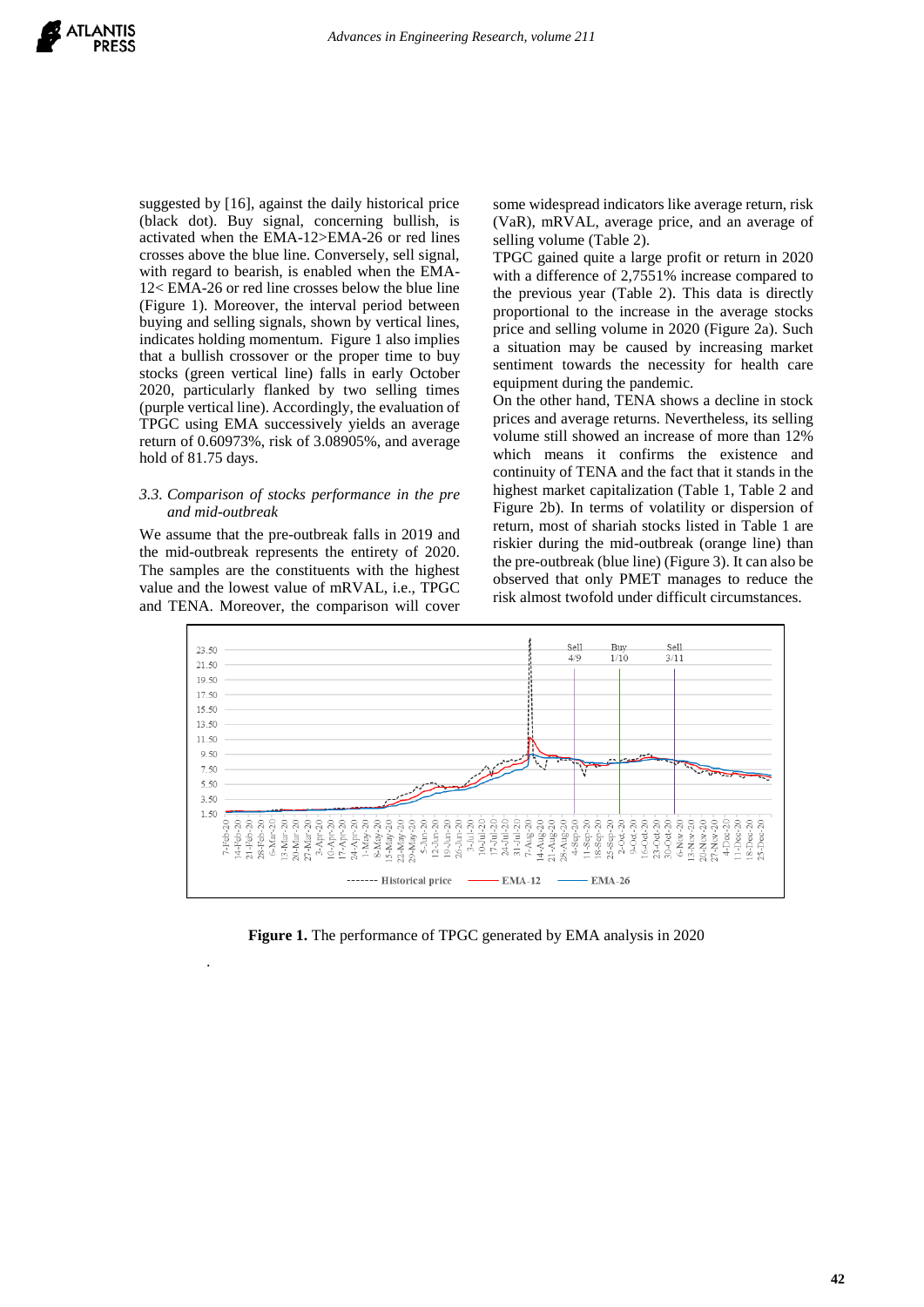suggested by [16], against the daily historical price (black dot). Buy signal, concerning bullish, is activated when the EMA-12>EMA-26 or red lines crosses above the blue line. Conversely, sell signal, with regard to bearish, is enabled when the EMA-12< EMA-26 or red line crosses below the blue line (Figure 1). Moreover, the interval period between buying and selling signals, shown by vertical lines, indicates holding momentum. Figure 1 also implies that a bullish crossover or the proper time to buy stocks (green vertical line) falls in early October 2020, particularly flanked by two selling times (purple vertical line). Accordingly, the evaluation of TPGC using EMA successively yields an average return of 0.60973%, risk of 3.08905%, and average hold of 81.75 days.

### *3.3. Comparison of stocks performance in the pre and mid-outbreak*

We assume that the pre-outbreak falls in 2019 and the mid-outbreak represents the entirety of 2020. The samples are the constituents with the highest value and the lowest value of mRVAL, i.e., TPGC and TENA. Moreover, the comparison will cover some widespread indicators like average return, risk (VaR), mRVAL, average price, and an average of selling volume (Table 2).

TPGC gained quite a large profit or return in 2020 with a difference of 2,7551% increase compared to the previous year (Table 2). This data is directly proportional to the increase in the average stocks price and selling volume in 2020 (Figure 2a). Such a situation may be caused by increasing market sentiment towards the necessity for health care equipment during the pandemic.

On the other hand, TENA shows a decline in stock prices and average returns. Nevertheless, its selling volume still showed an increase of more than 12% which means it confirms the existence and continuity of TENA and the fact that it stands in the highest market capitalization (Table 1, Table 2 and Figure 2b). In terms of volatility or dispersion of return, most of shariah stocks listed in Table 1 are riskier during the mid-outbreak (orange line) than the pre-outbreak (blue line) (Figure 3). It can also be observed that only PMET manages to reduce the risk almost twofold under difficult circumstances.

**Figure 1.** The performance of TPGC generated by EMA analysis in 2020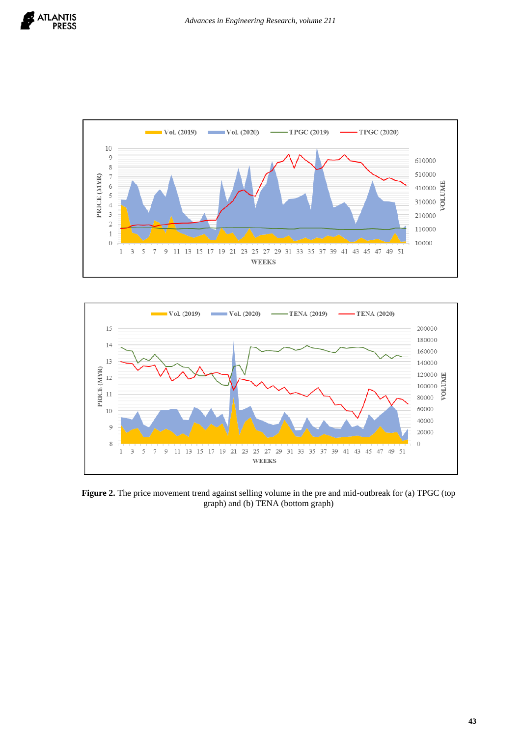**Figure 2.** The price movement trend against selling volume in the pre and mid-outbreak for (a) TPGC (top graph) and (b) TENA (bottom graph)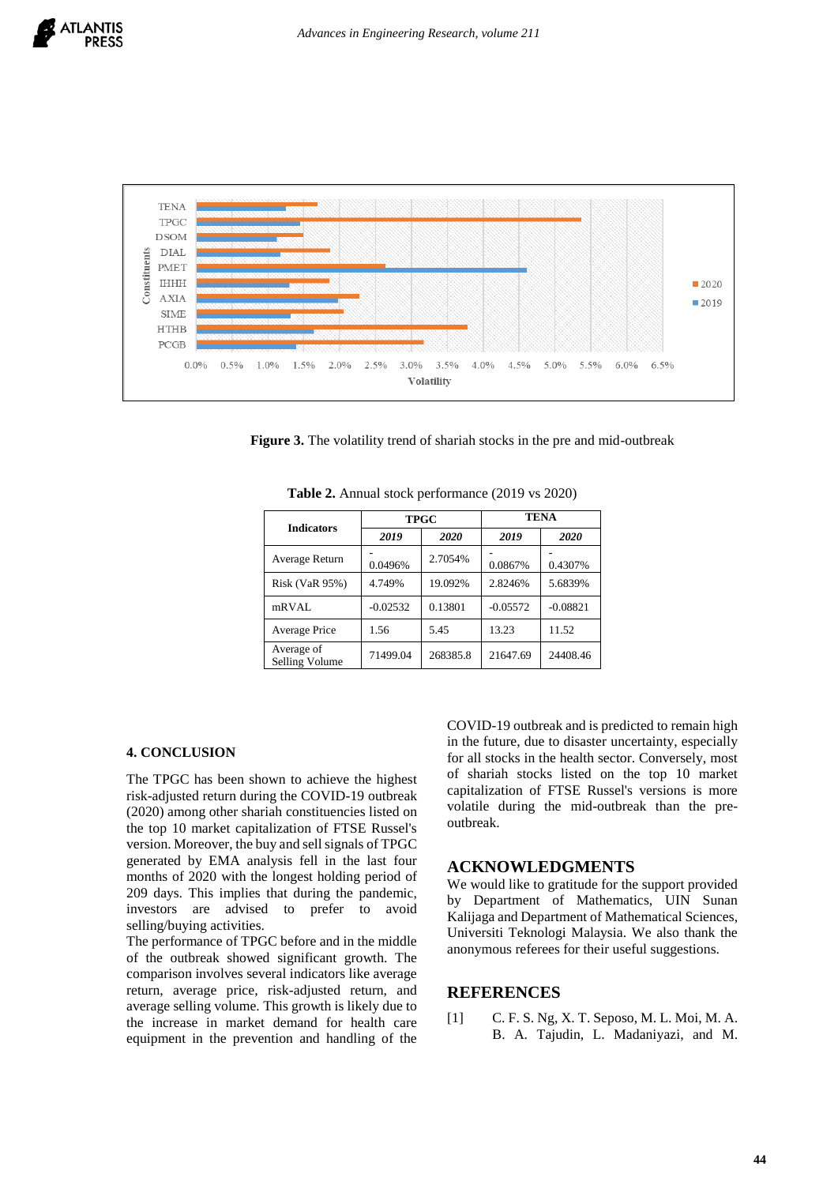Figure 3. The volatility trend of shariah stocks in the pre and mid-outbreak

**Table 2.** Annual stock performance (2019 vs 2020)

| Indicators | TPGC | | TENA | |
|---|---|---|---|---|
| | *2019* | *2020* | *2019* | *2020* |
| Average Return | -0.0496% | 2.7054% | -0.0867% | -0.4307% |
| Risk (VaR 95%) | 4.749% | 19.092% | 2.8246% | 5.6839% |
| mRVAL | -0.02532 | 0.13801 | -0.05572 | -0.08821 |
| Average Price | 1.56 | 5.45 | 13.23 | 11.52 |
| Average of Selling Volume | 71499.04 | 268385.8 | 21647.69 | 24408.46 |

## 4. CONCLUSION

The TPGC has been shown to achieve the highest risk-adjusted return during the COVID-19 outbreak (2020) among other shariah constituencies listed on the top 10 market capitalization of FTSE Russel's version. Moreover, the buy and sell signals of TPGC generated by EMA analysis fell in the last four months of 2020 with the longest holding period of 209 days. This implies that during the pandemic, investors are advised to prefer to avoid selling/buying activities.

The performance of TPGC before and in the middle of the outbreak showed significant growth. The comparison involves several indicators like average return, average price, risk-adjusted return, and average selling volume. This growth is likely due to the increase in market demand for health care equipment in the prevention and handling of the COVID-19 outbreak and is predicted to remain high in the future, due to disaster uncertainty, especially for all stocks in the health sector. Conversely, most of shariah stocks listed on the top 10 market capitalization of FTSE Russel's versions is more volatile during the mid-outbreak than the pre-outbreak.

## ACKNOWLEDGMENTS

We would like to gratitude for the support provided by Department of Mathematics, UIN Sunan Kalijaga and Department of Mathematical Sciences, Universiti Teknologi Malaysia. We also thank the anonymous referees for their useful suggestions.

## REFERENCES

[1] C. F. S. Ng, X. T. Seposo, M. L. Moi, M. A. B. A. Tajudin, L. Madaniyazi, and M.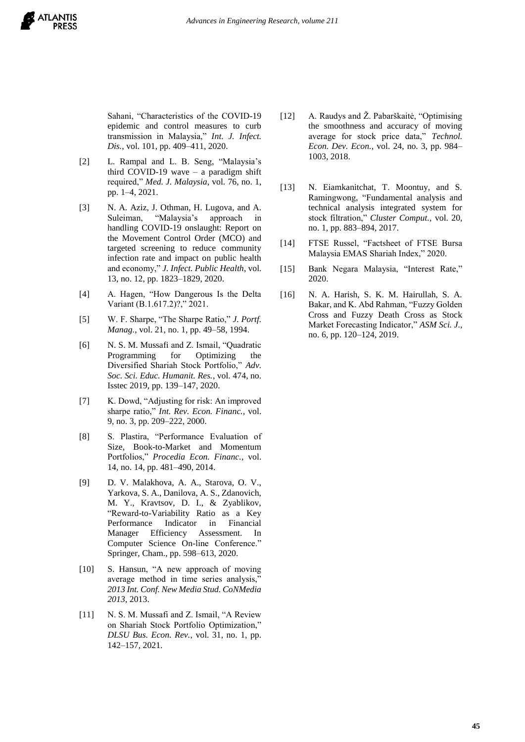Sahani, "Characteristics of the COVID-19 epidemic and control measures to curb transmission in Malaysia," *Int. J. Infect. Dis.*, vol. 101, pp. 409–411, 2020.

[2] L. Rampal and L. B. Seng, "Malaysia's third COVID-19 wave – a paradigm shift required," *Med. J. Malaysia*, vol. 76, no. 1, pp. 1–4, 2021.

[3] N. A. Aziz, J. Othman, H. Lugova, and A. Suleiman, "Malaysia's approach in handling COVID-19 onslaught: Report on the Movement Control Order (MCO) and targeted screening to reduce community infection rate and impact on public health and economy," *J. Infect. Public Health*, vol. 13, no. 12, pp. 1823–1829, 2020.

[4] A. Hagen, "How Dangerous Is the Delta Variant (B.1.617.2)?," 2021.

[5] W. F. Sharpe, "The Sharpe Ratio," *J. Portf. Manag.*, vol. 21, no. 1, pp. 49–58, 1994.

[6] N. S. M. Mussafi and Z. Ismail, "Quadratic Programming for Optimizing the Diversified Shariah Stock Portfolio," *Adv. Soc. Sci. Educ. Humanit. Res.*, vol. 474, no. Isstec 2019, pp. 139–147, 2020.

[7] K. Dowd, "Adjusting for risk: An improved sharpe ratio," *Int. Rev. Econ. Financ.*, vol. 9, no. 3, pp. 209–222, 2000.

[8] S. Plastira, "Performance Evaluation of Size, Book-to-Market and Momentum Portfolios," *Procedia Econ. Financ.*, vol. 14, no. 14, pp. 481–490, 2014.

[9] D. V. Malakhova, A. A., Starova, O. V., Yarkova, S. A., Danilova, A. S., Zdanovich, M. Y., Kravtsov, D. I., & Zyablikov, "Reward-to-Variability Ratio as a Key Performance Indicator in Financial Manager Efficiency Assessment. In Computer Science On-line Conference." Springer, Cham., pp. 598–613, 2020.

[10] S. Hansun, "A new approach of moving average method in time series analysis," *2013 Int. Conf. New Media Stud. CoNMedia 2013*, 2013.

[11] N. S. M. Mussafi and Z. Ismail, "A Review on Shariah Stock Portfolio Optimization," *DLSU Bus. Econ. Rev.*, vol. 31, no. 1, pp. 142–157, 2021.

[12] A. Raudys and Ž. Pabarškaitė, "Optimising the smoothness and accuracy of moving average for stock price data," *Technol. Econ. Dev. Econ.*, vol. 24, no. 3, pp. 984–1003, 2018.

[13] N. Eiamkanitchat, T. Moontuy, and S. Ramingwong, "Fundamental analysis and technical analysis integrated system for stock filtration," *Cluster Comput.*, vol. 20, no. 1, pp. 883–894, 2017.

[14] FTSE Russel, "Factsheet of FTSE Bursa Malaysia EMAS Shariah Index," 2020.

[15] Bank Negara Malaysia, "Interest Rate," 2020.

[16] N. A. Harish, S. K. M. Hairullah, S. A. Bakar, and K. Abd Rahman, "Fuzzy Golden Cross and Fuzzy Death Cross as Stock Market Forecasting Indicator," *ASM Sci. J.*, no. 6, pp. 120–124, 2019.